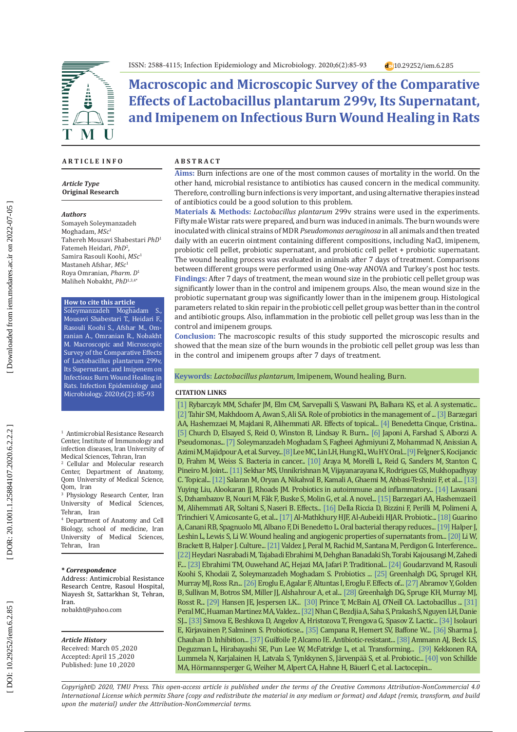ISSN: 2588-4115; Infection Epidemiology and Microbiology. 2020;6(2):85-93 10.29252/iem.6.2.85

# Macroscopic and Microscopic Survey of the Comparative Effects of Lactobacillus plantarum 299v, Its Supernatant, and Imipenem on Infectious Burn Wound Healing in Rats

## ARTICLE INFO

***Article Type***
**Original Research**

***Authors***
Somayeh Soleymanzadeh Moghadam, *MSc*[1]
Tahereh Mousavi Shabestari *PhD*[1]
Fatemeh Heidari, *PhD*[2],
Samira Rasouli Koohi, *MSc*[1]
Mastaneh Afshar, *MSc*[1]
Roya Omranian, *Pharm. D*[1]
Maliheh Nobakht, *PhD*[1,3,4*]

**How to cite this article**
Soleymanzadeh Moghadam S., Mousavi Shabestari T., Heidari F., Rasouli Koohi S., Afshar M., Omranian A., Omranian R., Nobakht M. Macroscopic and Microscopic Survey of the Comparative Effects of Lactobacillus plantarum 299v, Its Supernatant, and Imipenem on Infectious Burn Wound Healing in Rats. Infection Epidemiology and Microbiology. 2020;6(2): 85-93

[1] Antimicrobial Resistance Research Center, Institute of Immunology and infection diseases, Iran University of Medical Sciences, Tehran, Iran
[2] Cellular and Molecular research Center, Department of Anatomy, Qom University of Medical Science, Qom, Iran
[3] Physiology Research Center, Iran University of Medical Sciences, Tehran, Iran
[4] Department of Anatomy and Cell Biology, school of medicine, Iran University of Medical Sciences, Tehran, Iran

***\* Correspondence***
Address: Antimicrobial Resistance Research Centre, Rasoul Hospital, Niayesh St, Sattarkhan St, Tehran, Iran.
nobakht@yahoo.com

***Article History***
Received: March 05 ,2020
Accepted: April 15 ,2020
Published: June 10 ,2020

## ABSTRACT

**Aims:** Burn infections are one of the most common causes of mortality in the world. On the other hand, microbial resistance to antibiotics has caused concern in the medical community. Therefore, controlling burn infections is very important, and using alternative therapies instead of antibiotics could be a good solution to this problem.

**Materials & Methods:** *Lactobacillus plantarum* 299v strains were used in the experiments. Fifty male Wistar rats were prepared, and burn was induced in animals. The burn wounds were inoculated with clinical strains of MDR *Pseudomonas aeruginosa* in all animals and then treated daily with an eucerin ointment containing different compositions, including NaCl, imipenem, probiotic cell pellet, probiotic supernatant, and probiotic cell pellet + probiotic supernatant. The wound healing process was evaluated in animals after 7 days of treatment. Comparisons between different groups were performed using One-way ANOVA and Turkey's post hoc tests.

**Findings:** After 7 days of treatment, the mean wound size in the probiotic cell pellet group was significantly lower than in the control and imipenem groups. Also, the mean wound size in the probiotic supernatant group was significantly lower than in the imipenem group. Histological parameters related to skin repair in the probiotic cell pellet group was better than in the control and antibiotic groups. Also, inflammation in the probiotic cell pellet group was less than in the control and imipenem groups.

**Conclusion:** The macroscopic results of this study supported the microscopic results and showed that the mean size of the burn wounds in the probiotic cell pellet group was less than in the control and imipenem groups after 7 days of treatment.

**Keywords:** *Lactobacillus plantarum*, Imipenem, Wound healing, Burn.

### CITATION LINKS

[1] Rybarczyk MM, Schafer JM, Elm CM, Sarvepalli S, Vaswani PA, Balhara KS, et al. A systematic... [2] Tahir SM, Makhdoom A, Awan S, Ali SA. Role of probiotics in the management of ... [3] Barzegari AA, Hashemzaei M, Majdani R, Alihemmati AR. Effects of topical... [4] Benedetta Cinque, Cristina... [5] Church D, Elsayed S, Reid O, Winston B, Lindsay R. Burn... [6] Japoni A, Farshad S, Alborzi A. Pseudomonas... [7] Soleymanzadeh Moghadam S, Fagheei Aghmiyuni Z, Mohammad N, Anissian A, Azimi M, Majidpour A, et al. Survey... [8] Lee MC, Lin LH, Hung KL, Wu HY. Oral... [9] Felgner S, Kocijancic D, Frahm M, Weiss S. Bacteria in cancer... [10] Araya M, Morelli L, Reid G, Sanders M, Stanton C, Pineiro M. Joint... [11] Sekhar MS, Unnikrishnan M, Vijayanarayana K, Rodrigues GS, Mukhopadhyay C. Topical... [12] Salaran M, Oryan A, Nikahval B, Kamali A, Ghaemi M, Abbasi-Teshnizi F, et al... [13] Yuying Liu, Alookaran JJ, Rhoads JM. Probiotics in autoimmune and inflammatory... [14] Lavasani S, Dzhambazov B, Nouri M, Fåk F, Buske S, Molin G, et al. A novel... [15] Barzegari AA, Hashemzaei1 M, Alihemmati AR, Soltani S, Naseri B. Effects... [16] Della Riccia D, Bizzini F, Perilli M, Polimeni A, Trinchieri V, Amicosante G, et al... [17] Al-Mathkhury HJF, Al-Aubeidi HJAR. Probiotic... [18] Guarino A, Canani RB, Spagnuolo MI, Albano F, Di Benedetto L. Oral bacterial therapy reduces... [19] Halper J, Leshin L, Lewis S, Li W. Wound healing and angiogenic properties of supernatants from... [20] Li W, Brackett B, Halper J. Culture... [21] Valdez J, Peral M, Rachid M, Santana M, Perdigon G. Interference... [22] Heydari Nasrabadi M, Tajabadi Ebrahimi M, Dehghan Banadaki Sh, Torabi Kajousangi M, Zahedi F... [23] Ebrahimi TM, Ouwehand AC, Hejazi MA, Jafari P. Traditional... [24] Goudarzvand M, Rasouli Koohi S, Khodaii Z, Soleymanzadeh Moghadam S. Probiotics ... [25] Greenhalgh DG, Sprugel KH, Murray MJ, Ross Rn... [26] Eroglu E, Agalar F, Altuntas I, Eroglu F. Effects of... [27] Abramov Y, Golden B, Sullivan M, Botros SM, Miller JJ, Alshahrour A, et al... [28] Greenhalgh DG, Spruge KH, Murray MJ, Rosst R... [29] Hansen JE, Jespersen LK... [30] Prince T, McBain AJ, O'Neill CA. Lactobacillus ... [31] Peral MC, Huaman Martinez MA, Valdez... [32] Nhan C, Bezdjia A, Saha S, Prakash S, Nguyen LH, Danie SJ... [33] Simova E, Beshkova D, Angelov A, Hristozova T, Frengova G, Spasov Z. Lactic... [34] Isolauri E, Kirjavainen P, Salminen S. Probioticse... [35] Campana R, Hemert SV, Baffone W... [36] Sharma J, Chauhan D. Inhibition... [37] Guilfoile P, Alcamo IE. Antibiotic-resistant... [38] Ammann AJ, Beck LS, Deguzman L, Hirabayashi SE, Pun Lee W, McFatridge L, et al. Transforming... [39] Kekkonen RA, Lummela N, Karjalainen H, Latvala S, Tynkkynen S, Järvenpää S, et al. Probiotic... [40] von Schillde MA, Hörmannsperger G, Weiher M, Alpert CA, Hahne H, Bäuerl C, et al. Lactocepin...

*Copyright© 2020, TMU Press. This open-access article is published under the terms of the Creative Commons Attribution-NonCommercial 4.0 International License which permits Share (copy and redistribute the material in any medium or format) and Adapt (remix, transform, and build upon the material) under the Attribution-NonCommercial terms.*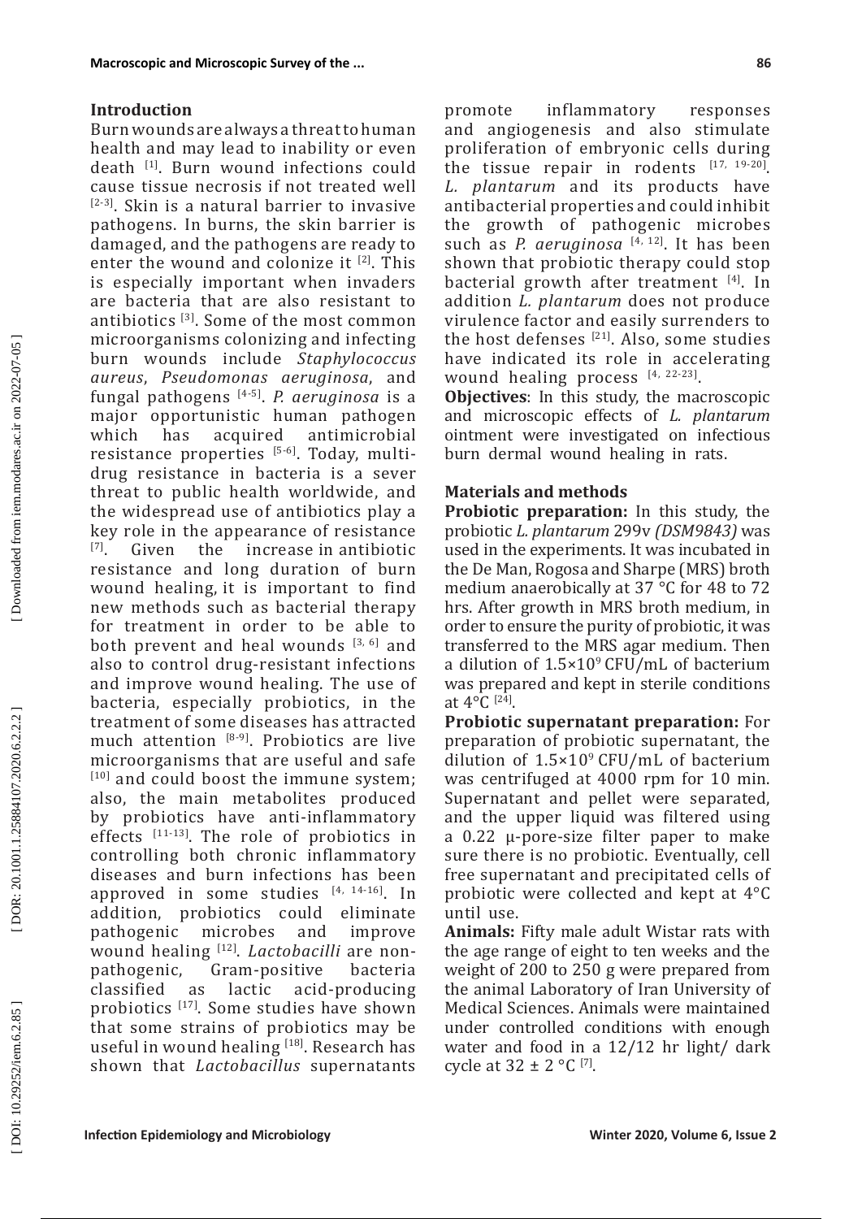## Introduction

Burn wounds are always a threat to human health and may lead to inability or even death [1]. Burn wound infections could cause tissue necrosis if not treated well [2-3]. Skin is a natural barrier to invasive pathogens. In burns, the skin barrier is damaged, and the pathogens are ready to enter the wound and colonize it [2]. This is especially important when invaders are bacteria that are also resistant to antibiotics [3]. Some of the most common microorganisms colonizing and infecting burn wounds include *Staphylococcus aureus*, *Pseudomonas aeruginosa*, and fungal pathogens [4-5]. *P. aeruginosa* is a major opportunistic human pathogen which has acquired antimicrobial resistance properties [5-6]. Today, multi-drug resistance in bacteria is a sever threat to public health worldwide, and the widespread use of antibiotics play a key role in the appearance of resistance [7]. Given the increase in antibiotic resistance and long duration of burn wound healing, it is important to find new methods such as bacterial therapy for treatment in order to be able to both prevent and heal wounds [3, 6] and also to control drug-resistant infections and improve wound healing. The use of bacteria, especially probiotics, in the treatment of some diseases has attracted much attention [8-9]. Probiotics are live microorganisms that are useful and safe [10] and could boost the immune system; also, the main metabolites produced by probiotics have anti-inflammatory effects [11-13]. The role of probiotics in controlling both chronic inflammatory diseases and burn infections has been approved in some studies [4, 14-16]. In addition, probiotics could eliminate pathogenic microbes and improve wound healing [12]. *Lactobacilli* are non-pathogenic, Gram-positive bacteria classified as lactic acid-producing probiotics [17]. Some studies have shown that some strains of probiotics may be useful in wound healing [18]. Research has shown that *Lactobacillus* supernatants promote inflammatory responses and angiogenesis and also stimulate proliferation of embryonic cells during the tissue repair in rodents [17, 19-20]. *L. plantarum* and its products have antibacterial properties and could inhibit the growth of pathogenic microbes such as *P. aeruginosa* [4, 12]. It has been shown that probiotic therapy could stop bacterial growth after treatment [4]. In addition *L. plantarum* does not produce virulence factor and easily surrenders to the host defenses [21]. Also, some studies have indicated its role in accelerating wound healing process [4, 22-23].

**Objectives**: In this study, the macroscopic and microscopic effects of *L. plantarum* ointment were investigated on infectious burn dermal wound healing in rats.

## Materials and methods

**Probiotic preparation:** In this study, the probiotic *L. plantarum* 299v *(DSM9843)* was used in the experiments. It was incubated in the De Man, Rogosa and Sharpe (MRS) broth medium anaerobically at 37 °C for 48 to 72 hrs. After growth in MRS broth medium, in order to ensure the purity of probiotic, it was transferred to the MRS agar medium. Then a dilution of $1.5 \times 10^9$ CFU/mL of bacterium was prepared and kept in sterile conditions at 4°C [24].

**Probiotic supernatant preparation:** For preparation of probiotic supernatant, the dilution of $1.5 \times 10^9$ CFU/mL of bacterium was centrifuged at 4000 rpm for 10 min. Supernatant and pellet were separated, and the upper liquid was filtered using a 0.22 μ-pore-size filter paper to make sure there is no probiotic. Eventually, cell free supernatant and precipitated cells of probiotic were collected and kept at 4°C until use.

**Animals:** Fifty male adult Wistar rats with the age range of eight to ten weeks and the weight of 200 to 250 g were prepared from the animal Laboratory of Iran University of Medical Sciences. Animals were maintained under controlled conditions with enough water and food in a 12/12 hr light/ dark cycle at 32 ± 2 °C [7].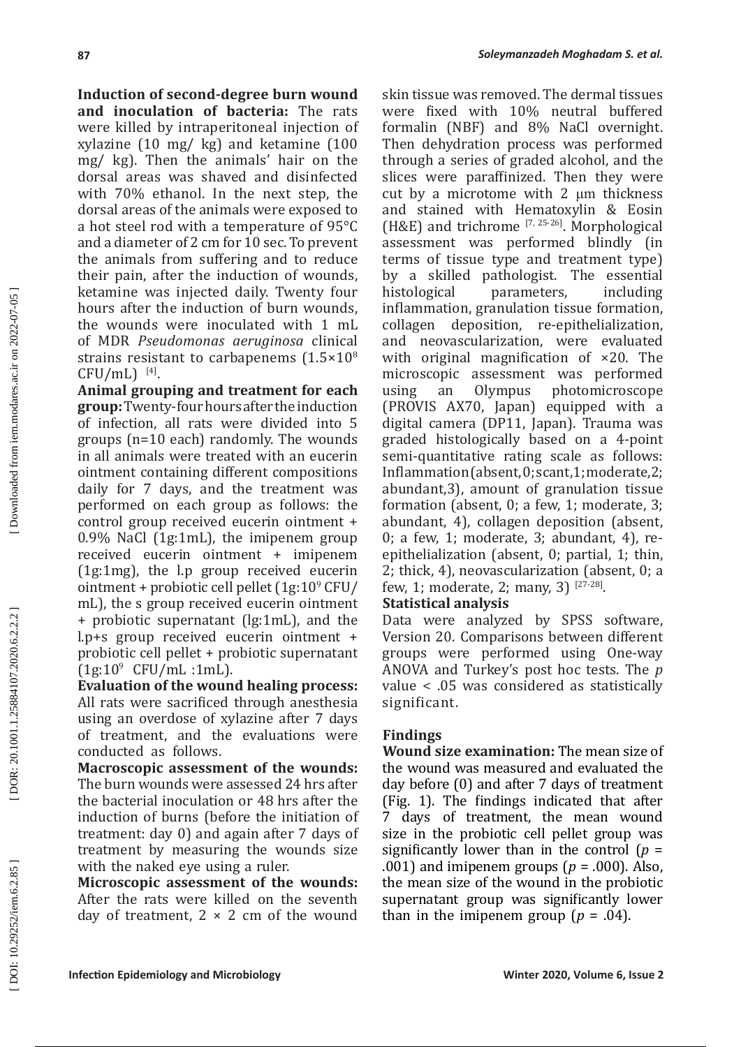**Induction of second-degree burn wound and inoculation of bacteria:** The rats were killed by intraperitoneal injection of xylazine (10 mg/ kg) and ketamine (100 mg/ kg). Then the animals' hair on the dorsal areas was shaved and disinfected with 70% ethanol. In the next step, the dorsal areas of the animals were exposed to a hot steel rod with a temperature of 95°C and a diameter of 2 cm for 10 sec. To prevent the animals from suffering and to reduce their pain, after the induction of wounds, ketamine was injected daily. Twenty four hours after the induction of burn wounds, the wounds were inoculated with 1 mL of MDR *Pseudomonas aeruginosa* clinical strains resistant to carbapenems ($1.5\times10^8$ CFU/mL) [4].

**Animal grouping and treatment for each group:** Twenty-four hours after the induction of infection, all rats were divided into 5 groups (n=10 each) randomly. The wounds in all animals were treated with an eucerin ointment containing different compositions daily for 7 days, and the treatment was performed on each group as follows: the control group received eucerin ointment + 0.9% NaCl (1g:1mL), the imipenem group received eucerin ointment + imipenem (1g:1mg), the l.p group received eucerin ointment + probiotic cell pellet (1g:$10^9$ CFU/ mL), the s group received eucerin ointment + probiotic supernatant (lg:1mL), and the l.p+s group received eucerin ointment + probiotic cell pellet + probiotic supernatant (1g:$10^9$ CFU/mL :1mL).

**Evaluation of the wound healing process:** All rats were sacrificed through anesthesia using an overdose of xylazine after 7 days of treatment, and the evaluations were conducted as follows.

**Macroscopic assessment of the wounds:** The burn wounds were assessed 24 hrs after the bacterial inoculation or 48 hrs after the induction of burns (before the initiation of treatment: day 0) and again after 7 days of treatment by measuring the wounds size with the naked eye using a ruler.

**Microscopic assessment of the wounds:** After the rats were killed on the seventh day of treatment, 2 × 2 cm of the wound skin tissue was removed. The dermal tissues were fixed with 10% neutral buffered formalin (NBF) and 8% NaCl overnight. Then dehydration process was performed through a series of graded alcohol, and the slices were paraffinized. Then they were cut by a microtome with 2 μm thickness and stained with Hematoxylin & Eosin (H&E) and trichrome [7, 25-26]. Morphological assessment was performed blindly (in terms of tissue type and treatment type) by a skilled pathologist. The essential histological parameters, including inflammation, granulation tissue formation, collagen deposition, re-epithelialization, and neovascularization, were evaluated with original magnification of ×20. The microscopic assessment was performed using an Olympus photomicroscope (PROVIS AX70, Japan) equipped with a digital camera (DP11, Japan). Trauma was graded histologically based on a 4-point semi-quantitative rating scale as follows: Inflammation (absent, 0; scant, 1; moderate, 2; abundant, 3), amount of granulation tissue formation (absent, 0; a few, 1; moderate, 3; abundant, 4), collagen deposition (absent, 0; a few, 1; moderate, 3; abundant, 4), re-epithelialization (absent, 0; partial, 1; thin, 2; thick, 4), neovascularization (absent, 0; a few, 1; moderate, 2; many, 3) [27-28].

**Statistical analysis**

Data were analyzed by SPSS software, Version 20. Comparisons between different groups were performed using One-way ANOVA and Turkey's post hoc tests. The *p* value < .05 was considered as statistically significant.

## Findings

**Wound size examination:** The mean size of the wound was measured and evaluated the day before (0) and after 7 days of treatment (Fig. 1). The findings indicated that after 7 days of treatment, the mean wound size in the probiotic cell pellet group was significantly lower than in the control ($p$ = .001) and imipenem groups ($p$ = .000). Also, the mean size of the wound in the probiotic supernatant group was significantly lower than in the imipenem group ($p$ = .04).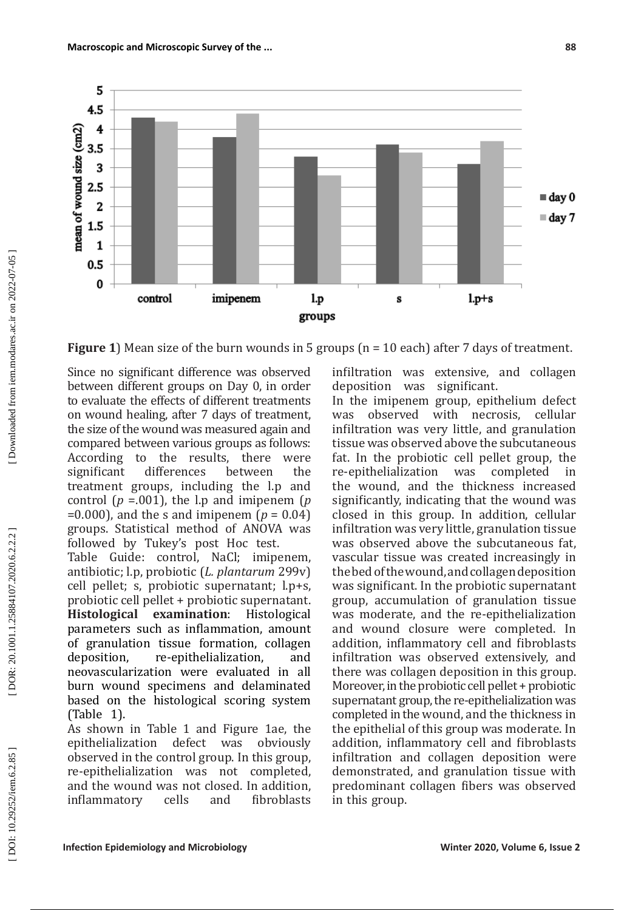**Figure 1**) Mean size of the burn wounds in 5 groups (n = 10 each) after 7 days of treatment.

Since no significant difference was observed between different groups on Day 0, in order to evaluate the effects of different treatments on wound healing, after 7 days of treatment, the size of the wound was measured again and compared between various groups as follows: According to the results, there were significant differences between the treatment groups, including the l.p and control ($p$ =.001), the l.p and imipenem ($p$ =0.000), and the s and imipenem ($p$ = 0.04) groups. Statistical method of ANOVA was followed by Tukey's post Hoc test.

Table Guide: control, NaCl; imipenem, antibiotic; l.p, probiotic (*L. plantarum* 299v) cell pellet; s, probiotic supernatant; l.p+s, probiotic cell pellet + probiotic supernatant.

**Histological examination**: Histological parameters such as inflammation, amount of granulation tissue formation, collagen deposition, re-epithelialization, and neovascularization were evaluated in all burn wound specimens and delaminated based on the histological scoring system (Table 1).

As shown in Table 1 and Figure 1ae, the epithelialization defect was obviously observed in the control group. In this group, re-epithelialization was not completed, and the wound was not closed. In addition, inflammatory cells and fibroblasts infiltration was extensive, and collagen deposition was significant.

In the imipenem group, epithelium defect was observed with necrosis, cellular infiltration was very little, and granulation tissue was observed above the subcutaneous fat. In the probiotic cell pellet group, the re-epithelialization was completed in the wound, and the thickness increased significantly, indicating that the wound was closed in this group. In addition, cellular infiltration was very little, granulation tissue was observed above the subcutaneous fat, vascular tissue was created increasingly in the bed of the wound, and collagen deposition was significant. In the probiotic supernatant group, accumulation of granulation tissue was moderate, and the re-epithelialization and wound closure were completed. In addition, inflammatory cell and fibroblasts infiltration was observed extensively, and there was collagen deposition in this group. Moreover, in the probiotic cell pellet + probiotic supernatant group, the re-epithelialization was completed in the wound, and the thickness in the epithelial of this group was moderate. In addition, inflammatory cell and fibroblasts infiltration and collagen deposition were demonstrated, and granulation tissue with predominant collagen fibers was observed in this group.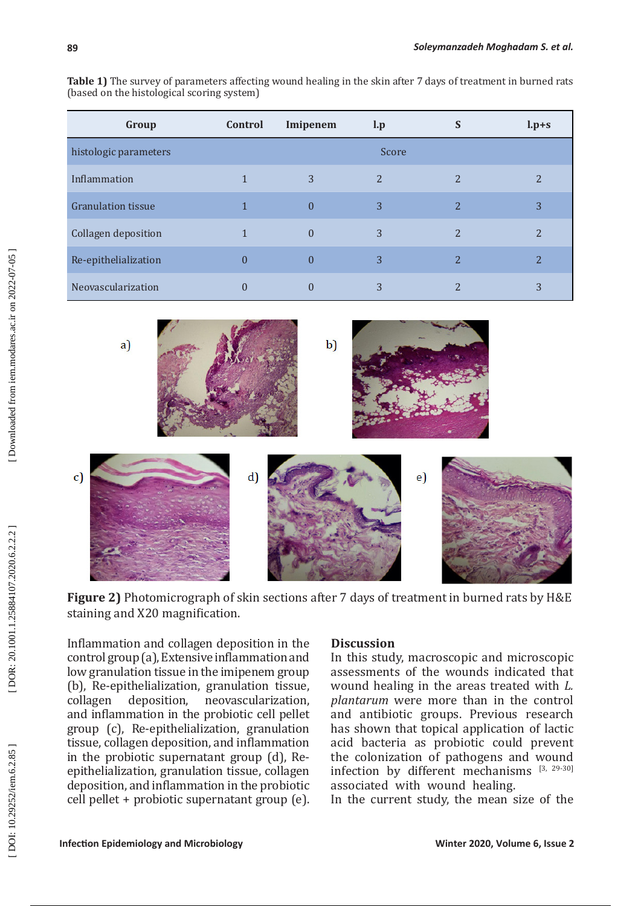**Table 1)** The survey of parameters affecting wound healing in the skin after 7 days of treatment in burned rats (based on the histological scoring system)

| Group | Control | Imipenem | l.p | S | l.p+s |
|---|---|---|---|---|---|
| histologic parameters | | | Score | | |
| Inflammation | 1 | 3 | 2 | 2 | 2 |
| Granulation tissue | 1 | 0 | 3 | 2 | 3 |
| Collagen deposition | 1 | 0 | 3 | 2 | 2 |
| Re-epithelialization | 0 | 0 | 3 | 2 | 2 |
| Neovascularization | 0 | 0 | 3 | 2 | 3 |

**Figure 2)** Photomicrograph of skin sections after 7 days of treatment in burned rats by H&E staining and X20 magnification.

Inflammation and collagen deposition in the control group (a), Extensive inflammation and low granulation tissue in the imipenem group (b), Re-epithelialization, granulation tissue, collagen deposition, neovascularization, and inflammation in the probiotic cell pellet group (c), Re-epithelialization, granulation tissue, collagen deposition, and inflammation in the probiotic supernatant group (d), Re-epithelialization, granulation tissue, collagen deposition, and inflammation in the probiotic cell pellet + probiotic supernatant group (e).

## Discussion

In this study, macroscopic and microscopic assessments of the wounds indicated that wound healing in the areas treated with *L. plantarum* were more than in the control and antibiotic groups. Previous research has shown that topical application of lactic acid bacteria as probiotic could prevent the colonization of pathogens and wound infection by different mechanisms [3, 29-30] associated with wound healing.

In the current study, the mean size of the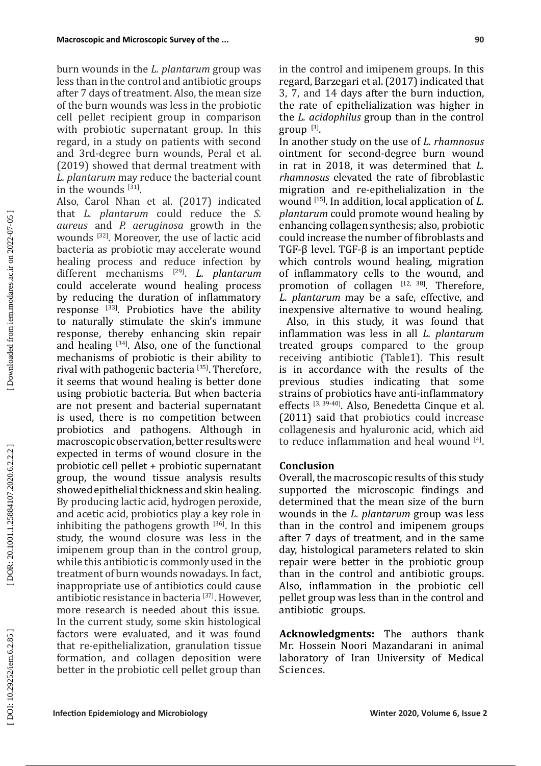burn wounds in the *L. plantarum* group was less than in the control and antibiotic groups after 7 days of treatment. Also, the mean size of the burn wounds was less in the probiotic cell pellet recipient group in comparison with probiotic supernatant group. In this regard, in a study on patients with second and 3rd-degree burn wounds, Peral et al. (2019) showed that dermal treatment with *L. plantarum* may reduce the bacterial count in the wounds [31].

Also, Carol Nhan et al. (2017) indicated that *L. plantarum* could reduce the *S. aureus* and *P. aeruginosa* growth in the wounds [32]. Moreover, the use of lactic acid bacteria as probiotic may accelerate wound healing process and reduce infection by different mechanisms [29]. *L. plantarum* could accelerate wound healing process by reducing the duration of inflammatory response [33]. Probiotics have the ability to naturally stimulate the skin's immune response, thereby enhancing skin repair and healing [34]. Also, one of the functional mechanisms of probiotic is their ability to rival with pathogenic bacteria [35]. Therefore, it seems that wound healing is better done using probiotic bacteria. But when bacteria are not present and bacterial supernatant is used, there is no competition between probiotics and pathogens. Although in macroscopic observation, better results were expected in terms of wound closure in the probiotic cell pellet + probiotic supernatant group, the wound tissue analysis results showed epithelial thickness and skin healing. By producing lactic acid, hydrogen peroxide, and acetic acid, probiotics play a key role in inhibiting the pathogens growth [36]. In this study, the wound closure was less in the imipenem group than in the control group, while this antibiotic is commonly used in the treatment of burn wounds nowadays. In fact, inappropriate use of antibiotics could cause antibiotic resistance in bacteria [37]. However, more research is needed about this issue.

In the current study, some skin histological factors were evaluated, and it was found that re-epithelialization, granulation tissue formation, and collagen deposition were better in the probiotic cell pellet group than in the control and imipenem groups. In this regard, Barzegari et al. (2017) indicated that 3, 7, and 14 days after the burn induction, the rate of epithelialization was higher in the *L. acidophilus* group than in the control group [3].

In another study on the use of *L. rhamnosus* ointment for second-degree burn wound in rat in 2018, it was determined that *L. rhamnosus* elevated the rate of fibroblastic migration and re-epithelialization in the wound [15]. In addition, local application of *L. plantarum* could promote wound healing by enhancing collagen synthesis; also, probiotic could increase the number of fibroblasts and TGF-β level. TGF-β is an important peptide which controls wound healing, migration of inflammatory cells to the wound, and promotion of collagen [12, 38]. Therefore, *L. plantarum* may be a safe, effective, and inexpensive alternative to wound healing.

Also, in this study, it was found that inflammation was less in all *L. plantarum* treated groups compared to the group receiving antibiotic (Table1). This result is in accordance with the results of the previous studies indicating that some strains of probiotics have anti-inflammatory effects [3, 39-40]. Also, Benedetta Cinque et al. (2011) said that probiotics could increase collagenesis and hyaluronic acid, which aid to reduce inflammation and heal wound [4].

## Conclusion

Overall, the macroscopic results of this study supported the microscopic findings and determined that the mean size of the burn wounds in the *L. plantarum* group was less than in the control and imipenem groups after 7 days of treatment, and in the same day, histological parameters related to skin repair were better in the probiotic group than in the control and antibiotic groups. Also, inflammation in the probiotic cell pellet group was less than in the control and antibiotic groups.

**Acknowledgments:** The authors thank Mr. Hossein Noori Mazandarani in animal laboratory of Iran University of Medical Sciences.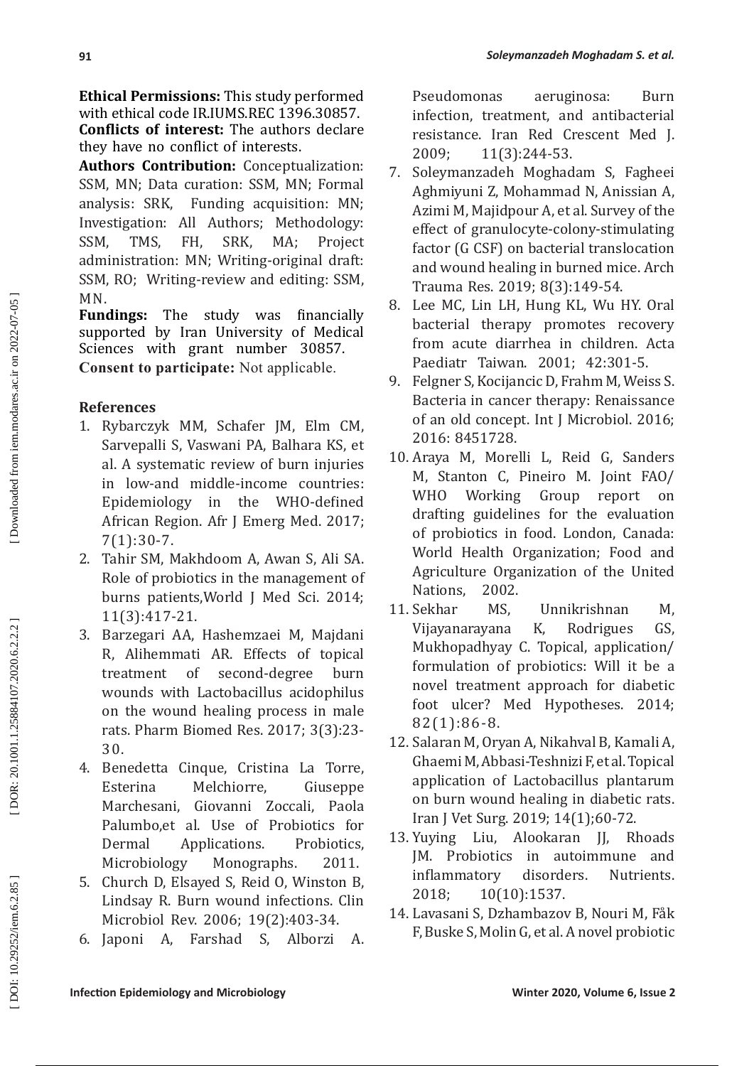**Ethical Permissions:** This study performed with ethical code IR.IUMS.REC 1396.30857.

**Conflicts of interest:** The authors declare they have no conflict of interests.

**Authors Contribution:** Conceptualization: SSM, MN; Data curation: SSM, MN; Formal analysis: SRK, Funding acquisition: MN; Investigation: All Authors; Methodology: SSM, TMS, FH, SRK, MA; Project administration: MN; Writing-original draft: SSM, RO; Writing-review and editing: SSM, MN.

**Fundings:** The study was financially supported by Iran University of Medical Sciences with grant number 30857.

**Consent to participate:** Not applicable.

## References

1. Rybarczyk MM, Schafer JM, Elm CM, Sarvepalli S, Vaswani PA, Balhara KS, et al. A systematic review of burn injuries in low-and middle-income countries: Epidemiology in the WHO-defined African Region. Afr J Emerg Med. 2017; 7(1):30-7.
2. Tahir SM, Makhdoom A, Awan S, Ali SA. Role of probiotics in the management of burns patients,World J Med Sci. 2014; 11(3):417-21.
3. Barzegari AA, Hashemzaei M, Majdani R, Alihemmati AR. Effects of topical treatment of second-degree burn wounds with Lactobacillus acidophilus on the wound healing process in male rats. Pharm Biomed Res. 2017; 3(3):23-30.
4. Benedetta Cinque, Cristina La Torre, Esterina Melchiorre, Giuseppe Marchesani, Giovanni Zoccali, Paola Palumbo,et al. Use of Probiotics for Dermal Applications. Probiotics, Microbiology Monographs. 2011.
5. Church D, Elsayed S, Reid O, Winston B, Lindsay R. Burn wound infections. Clin Microbiol Rev. 2006; 19(2):403-34.
6. Japoni A, Farshad S, Alborzi A. Pseudomonas aeruginosa: Burn infection, treatment, and antibacterial resistance. Iran Red Crescent Med J. 2009; 11(3):244-53.
7. Soleymanzadeh Moghadam S, Fagheei Aghmiyuni Z, Mohammad N, Anissian A, Azimi M, Majidpour A, et al. Survey of the effect of granulocyte-colony-stimulating factor (G CSF) on bacterial translocation and wound healing in burned mice. Arch Trauma Res. 2019; 8(3):149-54.
8. Lee MC, Lin LH, Hung KL, Wu HY. Oral bacterial therapy promotes recovery from acute diarrhea in children. Acta Paediatr Taiwan. 2001; 42:301-5.
9. Felgner S, Kocijancic D, Frahm M, Weiss S. Bacteria in cancer therapy: Renaissance of an old concept. Int J Microbiol. 2016; 2016: 8451728.
10. Araya M, Morelli L, Reid G, Sanders M, Stanton C, Pineiro M. Joint FAO/WHO Working Group report on drafting guidelines for the evaluation of probiotics in food. London, Canada: World Health Organization; Food and Agriculture Organization of the United Nations, 2002.
11. Sekhar MS, Unnikrishnan M, Vijayanarayana K, Rodrigues GS, Mukhopadhyay C. Topical, application/formulation of probiotics: Will it be a novel treatment approach for diabetic foot ulcer? Med Hypotheses. 2014; 82(1):86-8.
12. Salaran M, Oryan A, Nikahval B, Kamali A, Ghaemi M, Abbasi-Teshnizi F, et al. Topical application of Lactobacillus plantarum on burn wound healing in diabetic rats. Iran J Vet Surg. 2019; 14(1);60-72.
13. Yuying Liu, Alookaran JJ, Rhoads JM. Probiotics in autoimmune and inflammatory disorders. Nutrients. 2018; 10(10):1537.
14. Lavasani S, Dzhambazov B, Nouri M, Fåk F, Buske S, Molin G, et al. A novel probiotic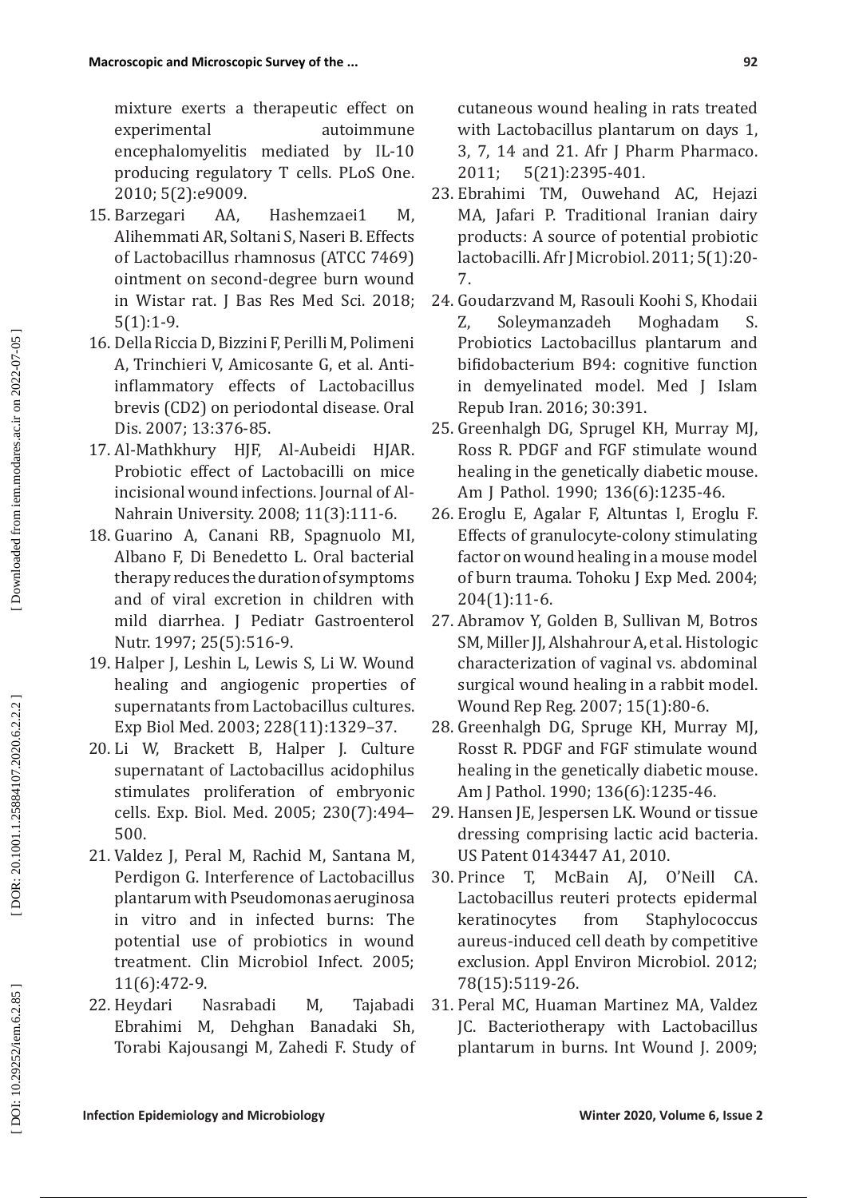mixture exerts a therapeutic effect on experimental autoimmune encephalomyelitis mediated by IL-10 producing regulatory T cells. PLoS One. 2010; 5(2):e9009.

15. Barzegari AA, Hashemzaei1 M, Alihemmati AR, Soltani S, Naseri B. Effects of Lactobacillus rhamnosus (ATCC 7469) ointment on second-degree burn wound in Wistar rat. J Bas Res Med Sci. 2018; 5(1):1-9.
16. Della Riccia D, Bizzini F, Perilli M, Polimeni A, Trinchieri V, Amicosante G, et al. Anti-inflammatory effects of Lactobacillus brevis (CD2) on periodontal disease. Oral Dis. 2007; 13:376-85.
17. Al-Mathkhury HJF, Al-Aubeidi HJAR. Probiotic effect of Lactobacilli on mice incisional wound infections. Journal of Al-Nahrain University. 2008; 11(3):111-6.
18. Guarino A, Canani RB, Spagnuolo MI, Albano F, Di Benedetto L. Oral bacterial therapy reduces the duration of symptoms and of viral excretion in children with mild diarrhea. J Pediatr Gastroenterol Nutr. 1997; 25(5):516-9.
19. Halper J, Leshin L, Lewis S, Li W. Wound healing and angiogenic properties of supernatants from Lactobacillus cultures. Exp Biol Med. 2003; 228(11):1329–37.
20. Li W, Brackett B, Halper J. Culture supernatant of Lactobacillus acidophilus stimulates proliferation of embryonic cells. Exp. Biol. Med. 2005; 230(7):494–500.
21. Valdez J, Peral M, Rachid M, Santana M, Perdigon G. Interference of Lactobacillus plantarum with Pseudomonas aeruginosa in vitro and in infected burns: The potential use of probiotics in wound treatment. Clin Microbiol Infect. 2005; 11(6):472-9.
22. Heydari Nasrabadi M, Tajabadi Ebrahimi M, Dehghan Banadaki Sh, Torabi Kajousangi M, Zahedi F. Study of cutaneous wound healing in rats treated with Lactobacillus plantarum on days 1, 3, 7, 14 and 21. Afr J Pharm Pharmaco. 2011; 5(21):2395-401.
23. Ebrahimi TM, Ouwehand AC, Hejazi MA, Jafari P. Traditional Iranian dairy products: A source of potential probiotic lactobacilli. Afr J Microbiol. 2011; 5(1):20-7.
24. Goudarzvand M, Rasouli Koohi S, Khodaii Z, Soleymanzadeh Moghadam S. Probiotics Lactobacillus plantarum and bifidobacterium B94: cognitive function in demyelinated model. Med J Islam Repub Iran. 2016; 30:391.
25. Greenhalgh DG, Sprugel KH, Murray MJ, Ross R. PDGF and FGF stimulate wound healing in the genetically diabetic mouse. Am J Pathol. 1990; 136(6):1235-46.
26. Eroglu E, Agalar F, Altuntas I, Eroglu F. Effects of granulocyte-colony stimulating factor on wound healing in a mouse model of burn trauma. Tohoku J Exp Med. 2004; 204(1):11-6.
27. Abramov Y, Golden B, Sullivan M, Botros SM, Miller JJ, Alshahrour A, et al. Histologic characterization of vaginal vs. abdominal surgical wound healing in a rabbit model. Wound Rep Reg. 2007; 15(1):80-6.
28. Greenhalgh DG, Spruge KH, Murray MJ, Rosst R. PDGF and FGF stimulate wound healing in the genetically diabetic mouse. Am J Pathol. 1990; 136(6):1235-46.
29. Hansen JE, Jespersen LK. Wound or tissue dressing comprising lactic acid bacteria. US Patent 0143447 A1, 2010.
30. Prince T, McBain AJ, O'Neill CA. Lactobacillus reuteri protects epidermal keratinocytes from Staphylococcus aureus-induced cell death by competitive exclusion. Appl Environ Microbiol. 2012; 78(15):5119-26.
31. Peral MC, Huaman Martinez MA, Valdez JC. Bacteriotherapy with Lactobacillus plantarum in burns. Int Wound J. 2009;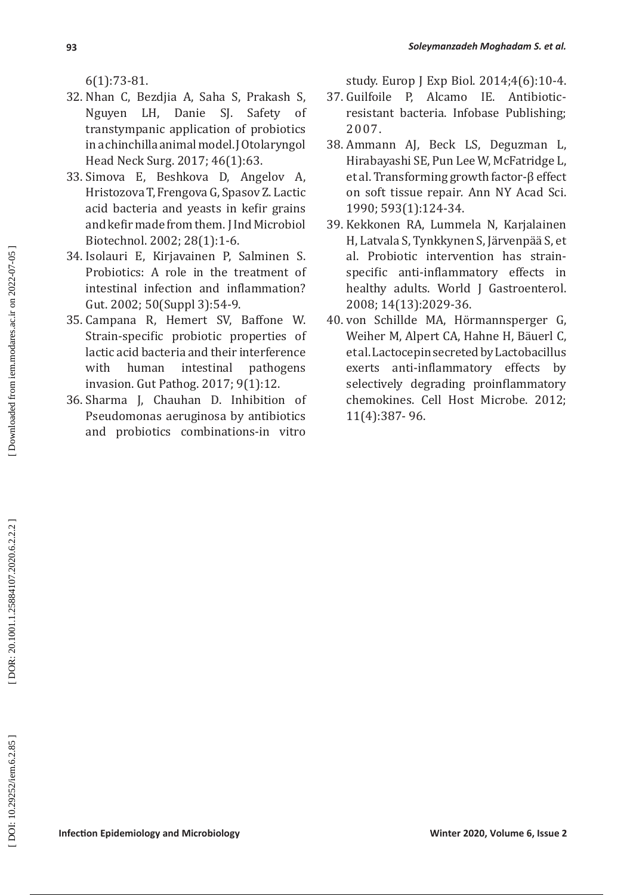6(1):73-81.

32. Nhan C, Bezdjia A, Saha S, Prakash S, Nguyen LH, Danie SJ. Safety of transtympanic application of probiotics in a chinchilla animal model. J Otolaryngol Head Neck Surg. 2017; 46(1):63.
33. Simova E, Beshkova D, Angelov A, Hristozova T, Frengova G, Spasov Z. Lactic acid bacteria and yeasts in kefir grains and kefir made from them. J Ind Microbiol Biotechnol. 2002; 28(1):1-6.
34. Isolauri E, Kirjavainen P, Salminen S. Probiotics: A role in the treatment of intestinal infection and inflammation? Gut. 2002; 50(Suppl 3):54-9.
35. Campana R, Hemert SV, Baffone W. Strain-specific probiotic properties of lactic acid bacteria and their interference with human intestinal pathogens invasion. Gut Pathog. 2017; 9(1):12.
36. Sharma J, Chauhan D. Inhibition of Pseudomonas aeruginosa by antibiotics and probiotics combinations-in vitro study. Europ J Exp Biol. 2014;4(6):10-4.
37. Guilfoile P, Alcamo IE. Antibiotic-resistant bacteria. Infobase Publishing; 2007.
38. Ammann AJ, Beck LS, Deguzman L, Hirabayashi SE, Pun Lee W, McFatridge L, et al. Transforming growth factor-β effect on soft tissue repair. Ann NY Acad Sci. 1990; 593(1):124-34.
39. Kekkonen RA, Lummela N, Karjalainen H, Latvala S, Tynkkynen S, Järvenpää S, et al. Probiotic intervention has strain-specific anti-inflammatory effects in healthy adults. World J Gastroenterol. 2008; 14(13):2029-36.
40. von Schillde MA, Hörmannsperger G, Weiher M, Alpert CA, Hahne H, Bäuerl C, et al. Lactocepin secreted by Lactobacillus exerts anti-inflammatory effects by selectively degrading proinflammatory chemokines. Cell Host Microbe. 2012; 11(4):387- 96.